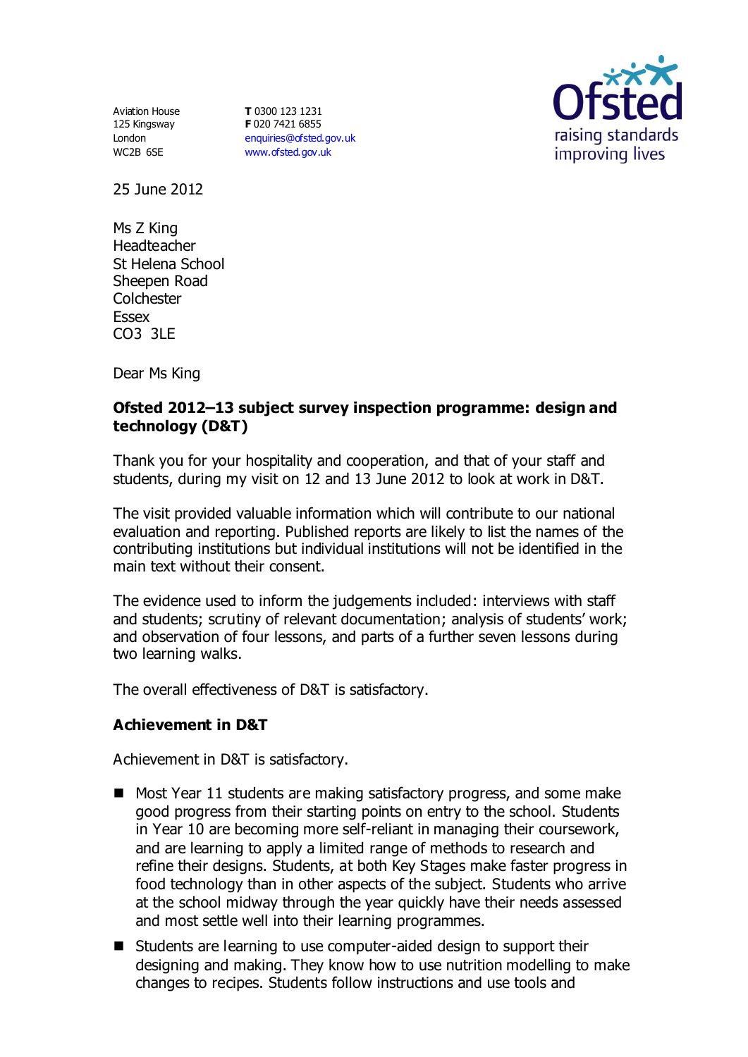Aviation House
125 Kingsway
London
WC2B 6SE

**T** 0300 123 1231
**F** 020 7421 6855
enquiries@ofsted.gov.uk
www.ofsted.gov.uk

Ofsted
raising standards
improving lives

25 June 2012

Ms Z King
Headteacher
St Helena School
Sheepen Road
Colchester
Essex
CO3 3LE

Dear Ms King

**Ofsted 2012–13 subject survey inspection programme: design and technology (D&T)**

Thank you for your hospitality and cooperation, and that of your staff and students, during my visit on 12 and 13 June 2012 to look at work in D&T.

The visit provided valuable information which will contribute to our national evaluation and reporting. Published reports are likely to list the names of the contributing institutions but individual institutions will not be identified in the main text without their consent.

The evidence used to inform the judgements included: interviews with staff and students; scrutiny of relevant documentation; analysis of students' work; and observation of four lessons, and parts of a further seven lessons during two learning walks.

The overall effectiveness of D&T is satisfactory.

## Achievement in D&T

Achievement in D&T is satisfactory.

- Most Year 11 students are making satisfactory progress, and some make good progress from their starting points on entry to the school. Students in Year 10 are becoming more self-reliant in managing their coursework, and are learning to apply a limited range of methods to research and refine their designs. Students, at both Key Stages make faster progress in food technology than in other aspects of the subject. Students who arrive at the school midway through the year quickly have their needs assessed and most settle well into their learning programmes.
- Students are learning to use computer-aided design to support their designing and making. They know how to use nutrition modelling to make changes to recipes. Students follow instructions and use tools and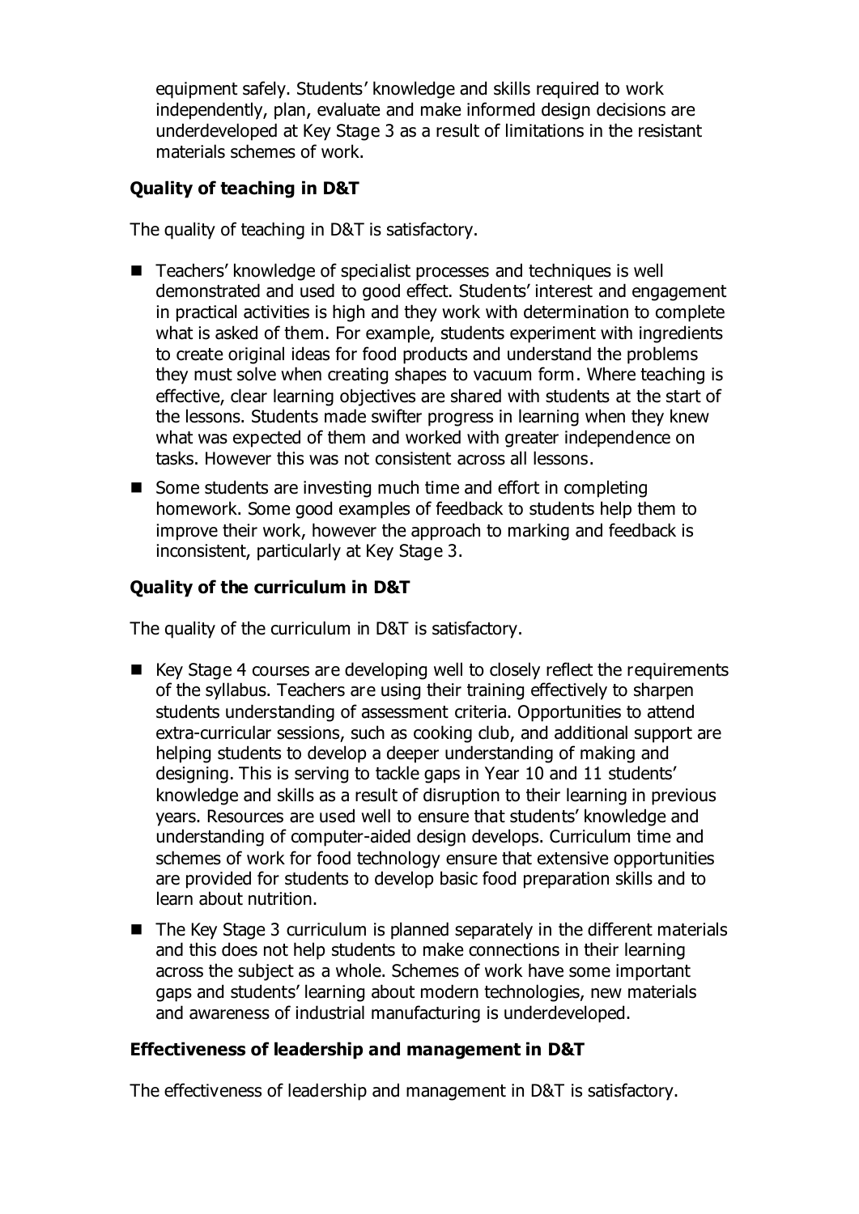equipment safely. Students' knowledge and skills required to work independently, plan, evaluate and make informed design decisions are underdeveloped at Key Stage 3 as a result of limitations in the resistant materials schemes of work.

### Quality of teaching in D&T

The quality of teaching in D&T is satisfactory.

- Teachers' knowledge of specialist processes and techniques is well demonstrated and used to good effect. Students' interest and engagement in practical activities is high and they work with determination to complete what is asked of them. For example, students experiment with ingredients to create original ideas for food products and understand the problems they must solve when creating shapes to vacuum form. Where teaching is effective, clear learning objectives are shared with students at the start of the lessons. Students made swifter progress in learning when they knew what was expected of them and worked with greater independence on tasks. However this was not consistent across all lessons.
- Some students are investing much time and effort in completing homework. Some good examples of feedback to students help them to improve their work, however the approach to marking and feedback is inconsistent, particularly at Key Stage 3.

### Quality of the curriculum in D&T

The quality of the curriculum in D&T is satisfactory.

- Key Stage 4 courses are developing well to closely reflect the requirements of the syllabus. Teachers are using their training effectively to sharpen students understanding of assessment criteria. Opportunities to attend extra-curricular sessions, such as cooking club, and additional support are helping students to develop a deeper understanding of making and designing. This is serving to tackle gaps in Year 10 and 11 students' knowledge and skills as a result of disruption to their learning in previous years. Resources are used well to ensure that students' knowledge and understanding of computer-aided design develops. Curriculum time and schemes of work for food technology ensure that extensive opportunities are provided for students to develop basic food preparation skills and to learn about nutrition.
- The Key Stage 3 curriculum is planned separately in the different materials and this does not help students to make connections in their learning across the subject as a whole. Schemes of work have some important gaps and students' learning about modern technologies, new materials and awareness of industrial manufacturing is underdeveloped.

### Effectiveness of leadership and management in D&T

The effectiveness of leadership and management in D&T is satisfactory.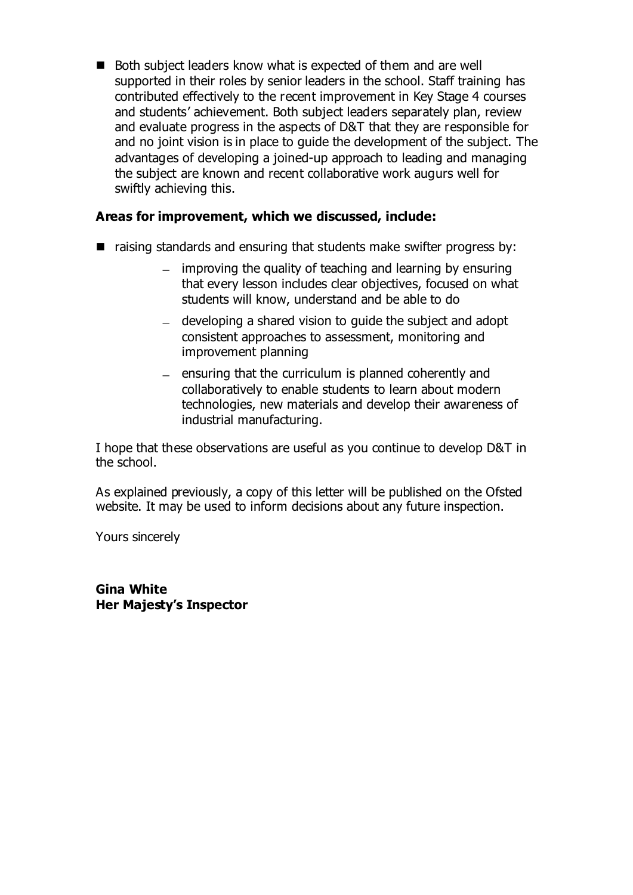- Both subject leaders know what is expected of them and are well supported in their roles by senior leaders in the school. Staff training has contributed effectively to the recent improvement in Key Stage 4 courses and students' achievement. Both subject leaders separately plan, review and evaluate progress in the aspects of D&T that they are responsible for and no joint vision is in place to guide the development of the subject. The advantages of developing a joined-up approach to leading and managing the subject are known and recent collaborative work augurs well for swiftly achieving this.

**Areas for improvement, which we discussed, include:**

- raising standards and ensuring that students make swifter progress by:
  - improving the quality of teaching and learning by ensuring that every lesson includes clear objectives, focused on what students will know, understand and be able to do
  - developing a shared vision to guide the subject and adopt consistent approaches to assessment, monitoring and improvement planning
  - ensuring that the curriculum is planned coherently and collaboratively to enable students to learn about modern technologies, new materials and develop their awareness of industrial manufacturing.

I hope that these observations are useful as you continue to develop D&T in the school.

As explained previously, a copy of this letter will be published on the Ofsted website. It may be used to inform decisions about any future inspection.

Yours sincerely

**Gina White**
**Her Majesty's Inspector**